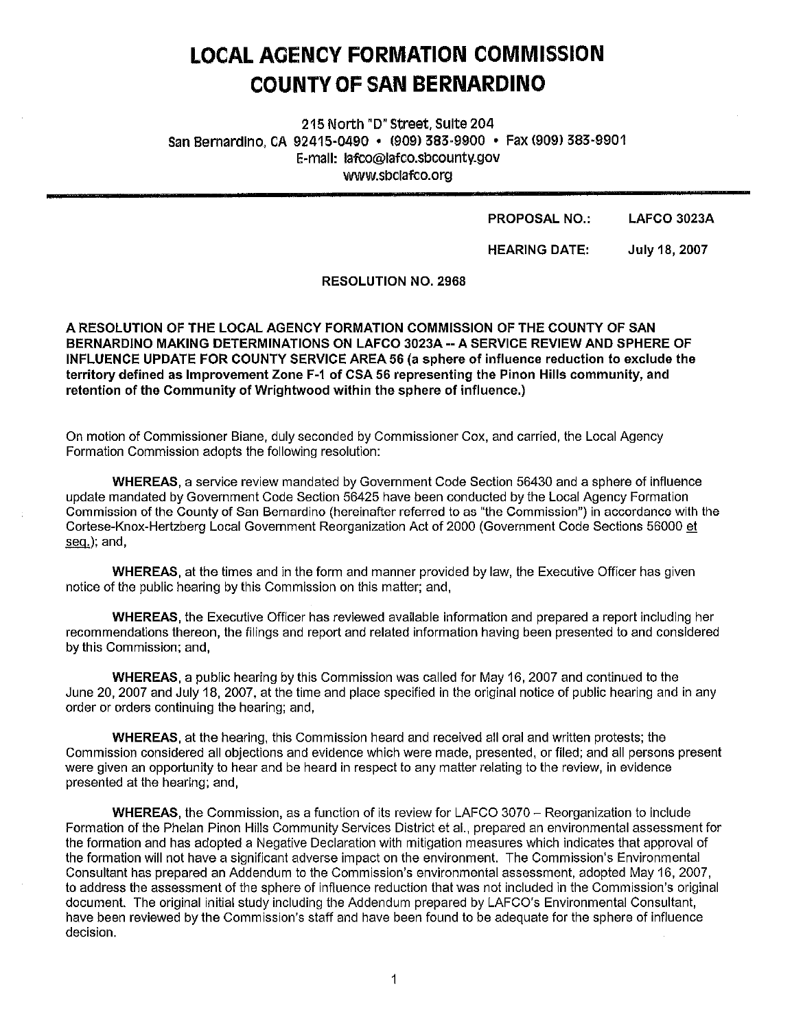# LOCAL AGENCY FORMATION COMMISSION
# COUNTY OF SAN BERNARDINO

215 North "D" Street, Suite 204
San Bernardino, CA 92415-0490 • (909) 383-9900 • Fax (909) 383-9901
E-mail: lafco@lafco.sbcounty.gov
www.sbclafco.org

**PROPOSAL NO.:** **LAFCO 3023A**

**HEARING DATE:** **July 18, 2007**

**RESOLUTION NO. 2968**

**A RESOLUTION OF THE LOCAL AGENCY FORMATION COMMISSION OF THE COUNTY OF SAN BERNARDINO MAKING DETERMINATIONS ON LAFCO 3023A -- A SERVICE REVIEW AND SPHERE OF INFLUENCE UPDATE FOR COUNTY SERVICE AREA 56 (a sphere of influence reduction to exclude the territory defined as Improvement Zone F-1 of CSA 56 representing the Pinon Hills community, and retention of the Community of Wrightwood within the sphere of influence.)**

On motion of Commissioner Biane, duly seconded by Commissioner Cox, and carried, the Local Agency Formation Commission adopts the following resolution:

**WHEREAS**, a service review mandated by Government Code Section 56430 and a sphere of influence update mandated by Government Code Section 56425 have been conducted by the Local Agency Formation Commission of the County of San Bernardino (hereinafter referred to as "the Commission") in accordance with the Cortese-Knox-Hertzberg Local Government Reorganization Act of 2000 (Government Code Sections 56000 et seq.); and,

**WHEREAS**, at the times and in the form and manner provided by law, the Executive Officer has given notice of the public hearing by this Commission on this matter; and,

**WHEREAS**, the Executive Officer has reviewed available information and prepared a report including her recommendations thereon, the filings and report and related information having been presented to and considered by this Commission; and,

**WHEREAS**, a public hearing by this Commission was called for May 16, 2007 and continued to the June 20, 2007 and July 18, 2007, at the time and place specified in the original notice of public hearing and in any order or orders continuing the hearing; and,

**WHEREAS**, at the hearing, this Commission heard and received all oral and written protests; the Commission considered all objections and evidence which were made, presented, or filed; and all persons present were given an opportunity to hear and be heard in respect to any matter relating to the review, in evidence presented at the hearing; and,

**WHEREAS**, the Commission, as a function of its review for LAFCO 3070 – Reorganization to Include Formation of the Phelan Pinon Hills Community Services District et al., prepared an environmental assessment for the formation and has adopted a Negative Declaration with mitigation measures which indicates that approval of the formation will not have a significant adverse impact on the environment. The Commission's Environmental Consultant has prepared an Addendum to the Commission's environmental assessment, adopted May 16, 2007, to address the assessment of the sphere of influence reduction that was not included in the Commission's original document. The original initial study including the Addendum prepared by LAFCO's Environmental Consultant, have been reviewed by the Commission's staff and have been found to be adequate for the sphere of influence decision.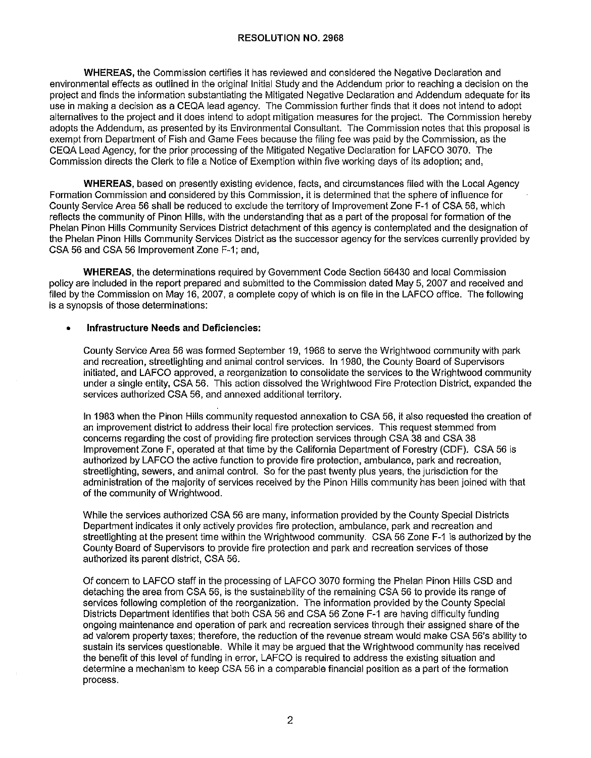**RESOLUTION NO. 2968**

**WHEREAS,** the Commission certifies it has reviewed and considered the Negative Declaration and environmental effects as outlined in the original Initial Study and the Addendum prior to reaching a decision on the project and finds the information substantiating the Mitigated Negative Declaration and Addendum adequate for its use in making a decision as a CEQA lead agency. The Commission further finds that it does not intend to adopt alternatives to the project and it does intend to adopt mitigation measures for the project. The Commission hereby adopts the Addendum, as presented by its Environmental Consultant. The Commission notes that this proposal is exempt from Department of Fish and Game Fees because the filing fee was paid by the Commission, as the CEQA Lead Agency, for the prior processing of the Mitigated Negative Declaration for LAFCO 3070. The Commission directs the Clerk to file a Notice of Exemption within five working days of its adoption; and,

**WHEREAS,** based on presently existing evidence, facts, and circumstances filed with the Local Agency Formation Commission and considered by this Commission, it is determined that the sphere of influence for County Service Area 56 shall be reduced to exclude the territory of Improvement Zone F-1 of CSA 56, which reflects the community of Pinon Hills, with the understanding that as a part of the proposal for formation of the Phelan Pinon Hills Community Services District detachment of this agency is contemplated and the designation of the Phelan Pinon Hills Community Services District as the successor agency for the services currently provided by CSA 56 and CSA 56 Improvement Zone F-1; and,

**WHEREAS,** the determinations required by Government Code Section 56430 and local Commission policy are included in the report prepared and submitted to the Commission dated May 5, 2007 and received and filed by the Commission on May 16, 2007, a complete copy of which is on file in the LAFCO office. The following is a synopsis of those determinations:

- **Infrastructure Needs and Deficiencies:**

  County Service Area 56 was formed September 19, 1966 to serve the Wrightwood community with park and recreation, streetlighting and animal control services. In 1980, the County Board of Supervisors initiated, and LAFCO approved, a reorganization to consolidate the services to the Wrightwood community under a single entity, CSA 56. This action dissolved the Wrightwood Fire Protection District, expanded the services authorized CSA 56, and annexed additional territory.

  In 1983 when the Pinon Hills community requested annexation to CSA 56, it also requested the creation of an improvement district to address their local fire protection services. This request stemmed from concerns regarding the cost of providing fire protection services through CSA 38 and CSA 38 Improvement Zone F, operated at that time by the California Department of Forestry (CDF). CSA 56 is authorized by LAFCO the active function to provide fire protection, ambulance, park and recreation, streetlighting, sewers, and animal control. So for the past twenty plus years, the jurisdiction for the administration of the majority of services received by the Pinon Hills community has been joined with that of the community of Wrightwood.

  While the services authorized CSA 56 are many, information provided by the County Special Districts Department indicates it only actively provides fire protection, ambulance, park and recreation and streetlighting at the present time within the Wrightwood community. CSA 56 Zone F-1 is authorized by the County Board of Supervisors to provide fire protection and park and recreation services of those authorized its parent district, CSA 56.

  Of concern to LAFCO staff in the processing of LAFCO 3070 forming the Phelan Pinon Hills CSD and detaching the area from CSA 56, is the sustainability of the remaining CSA 56 to provide its range of services following completion of the reorganization. The information provided by the County Special Districts Department identifies that both CSA 56 and CSA 56 Zone F-1 are having difficulty funding ongoing maintenance and operation of park and recreation services through their assigned share of the ad valorem property taxes; therefore, the reduction of the revenue stream would make CSA 56's ability to sustain its services questionable. While it may be argued that the Wrightwood community has received the benefit of this level of funding in error, LAFCO is required to address the existing situation and determine a mechanism to keep CSA 56 in a comparable financial position as a part of the formation process.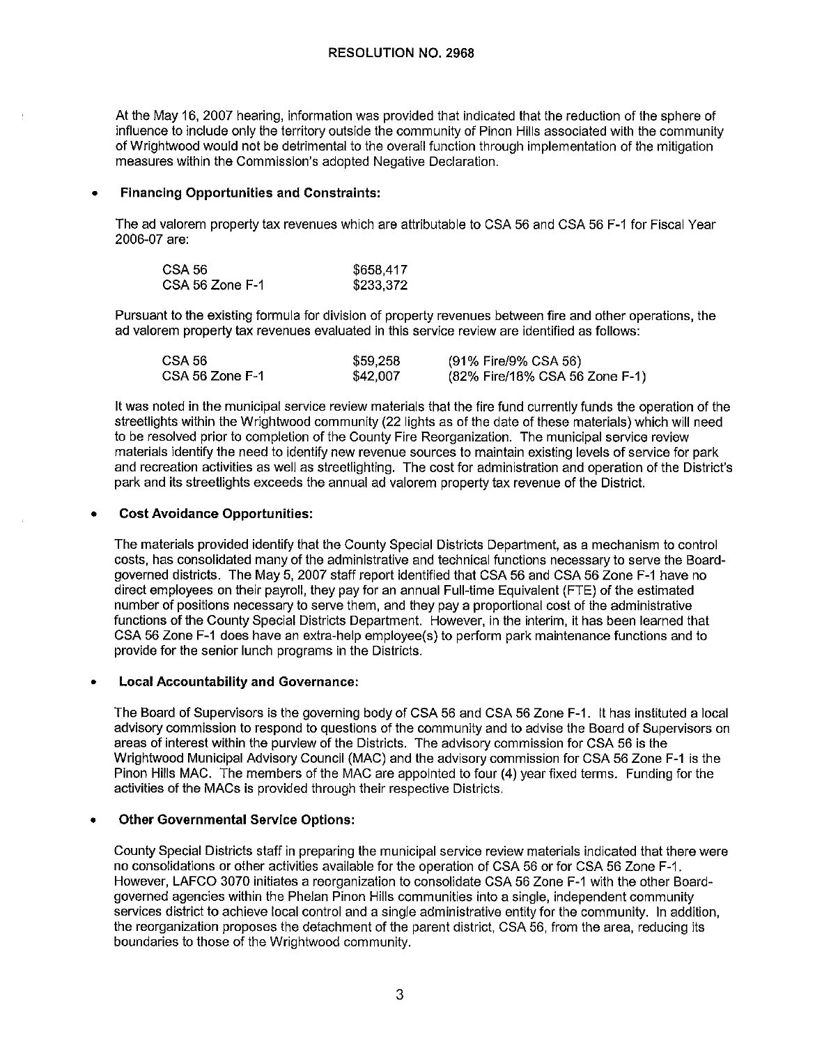# RESOLUTION NO. 2968

At the May 16, 2007 hearing, information was provided that indicated that the reduction of the sphere of influence to include only the territory outside the community of Pinon Hills associated with the community of Wrightwood would not be detrimental to the overall function through implementation of the mitigation measures within the Commission's adopted Negative Declaration.

- **Financing Opportunities and Constraints:**

  The ad valorem property tax revenues which are attributable to CSA 56 and CSA 56 F-1 for Fiscal Year 2006-07 are:

  | | |
  |---|---|
  | CSA 56 | $658,417 |
  | CSA 56 Zone F-1 | $233,372 |

  Pursuant to the existing formula for division of property revenues between fire and other operations, the ad valorem property tax revenues evaluated in this service review are identified as follows:

  | | | |
  |---|---|---|
  | CSA 56 | $59,258 | (91% Fire/9% CSA 56) |
  | CSA 56 Zone F-1 | $42,007 | (82% Fire/18% CSA 56 Zone F-1) |

  It was noted in the municipal service review materials that the fire fund currently funds the operation of the streetlights within the Wrightwood community (22 lights as of the date of these materials) which will need to be resolved prior to completion of the County Fire Reorganization. The municipal service review materials identify the need to identify new revenue sources to maintain existing levels of service for park and recreation activities as well as streetlighting. The cost for administration and operation of the District's park and its streetlights exceeds the annual ad valorem property tax revenue of the District.

- **Cost Avoidance Opportunities:**

  The materials provided identify that the County Special Districts Department, as a mechanism to control costs, has consolidated many of the administrative and technical functions necessary to serve the Board-governed districts. The May 5, 2007 staff report identified that CSA 56 and CSA 56 Zone F-1 have no direct employees on their payroll, they pay for an annual Full-time Equivalent (FTE) of the estimated number of positions necessary to serve them, and they pay a proportional cost of the administrative functions of the County Special Districts Department. However, in the interim, it has been learned that CSA 56 Zone F-1 does have an extra-help employee(s) to perform park maintenance functions and to provide for the senior lunch programs in the Districts.

- **Local Accountability and Governance:**

  The Board of Supervisors is the governing body of CSA 56 and CSA 56 Zone F-1. It has instituted a local advisory commission to respond to questions of the community and to advise the Board of Supervisors on areas of interest within the purview of the Districts. The advisory commission for CSA 56 is the Wrightwood Municipal Advisory Council (MAC) and the advisory commission for CSA 56 Zone F-1 is the Pinon Hills MAC. The members of the MAC are appointed to four (4) year fixed terms. Funding for the activities of the MACs is provided through their respective Districts.

- **Other Governmental Service Options:**

  County Special Districts staff in preparing the municipal service review materials indicated that there were no consolidations or other activities available for the operation of CSA 56 or for CSA 56 Zone F-1. However, LAFCO 3070 initiates a reorganization to consolidate CSA 56 Zone F-1 with the other Board-governed agencies within the Phelan Pinon Hills communities into a single, independent community services district to achieve local control and a single administrative entity for the community. In addition, the reorganization proposes the detachment of the parent district, CSA 56, from the area, reducing its boundaries to those of the Wrightwood community.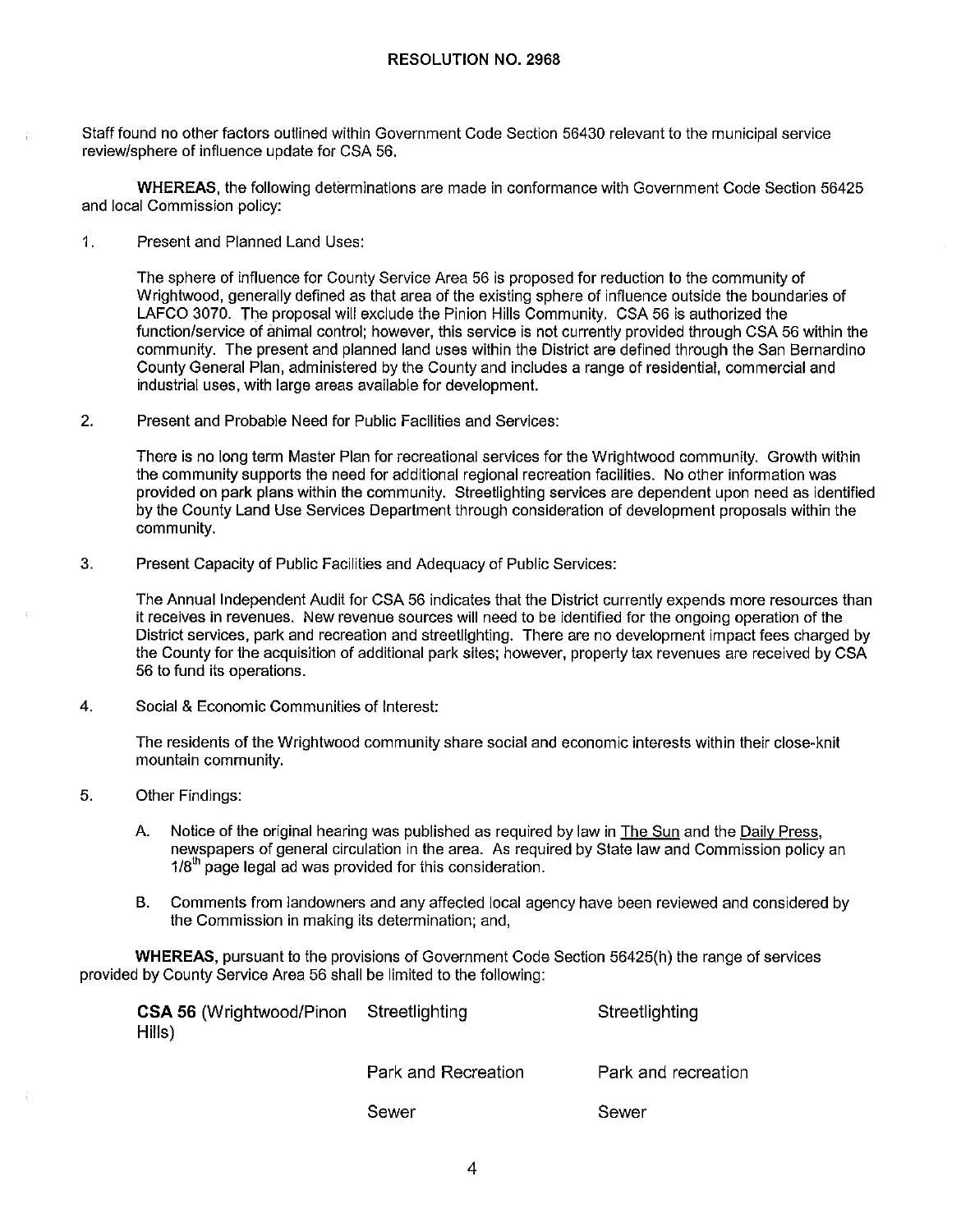## RESOLUTION NO. 2968

Staff found no other factors outlined within Government Code Section 56430 relevant to the municipal service review/sphere of influence update for CSA 56.

**WHEREAS**, the following determinations are made in conformance with Government Code Section 56425 and local Commission policy:

1. Present and Planned Land Uses:

   The sphere of influence for County Service Area 56 is proposed for reduction to the community of Wrightwood, generally defined as that area of the existing sphere of influence outside the boundaries of LAFCO 3070. The proposal will exclude the Pinion Hills Community. CSA 56 is authorized the function/service of animal control; however, this service is not currently provided through CSA 56 within the community. The present and planned land uses within the District are defined through the San Bernardino County General Plan, administered by the County and includes a range of residential, commercial and industrial uses, with large areas available for development.

2. Present and Probable Need for Public Facilities and Services:

   There is no long term Master Plan for recreational services for the Wrightwood community. Growth within the community supports the need for additional regional recreation facilities. No other information was provided on park plans within the community. Streetlighting services are dependent upon need as identified by the County Land Use Services Department through consideration of development proposals within the community.

3. Present Capacity of Public Facilities and Adequacy of Public Services:

   The Annual Independent Audit for CSA 56 indicates that the District currently expends more resources than it receives in revenues. New revenue sources will need to be identified for the ongoing operation of the District services, park and recreation and streetlighting. There are no development impact fees charged by the County for the acquisition of additional park sites; however, property tax revenues are received by CSA 56 to fund its operations.

4. Social & Economic Communities of Interest:

   The residents of the Wrightwood community share social and economic interests within their close-knit mountain community.

5. Other Findings:

   A. Notice of the original hearing was published as required by law in The Sun and the Daily Press, newspapers of general circulation in the area. As required by State law and Commission policy an 1/8th page legal ad was provided for this consideration.

   B. Comments from landowners and any affected local agency have been reviewed and considered by the Commission in making its determination; and,

**WHEREAS**, pursuant to the provisions of Government Code Section 56425(h) the range of services provided by County Service Area 56 shall be limited to the following:

| | | |
|---|---|---|
| **CSA 56** (Wrightwood/Pinon Hills) | Streetlighting | Streetlighting |
| | Park and Recreation | Park and recreation |
| | Sewer | Sewer |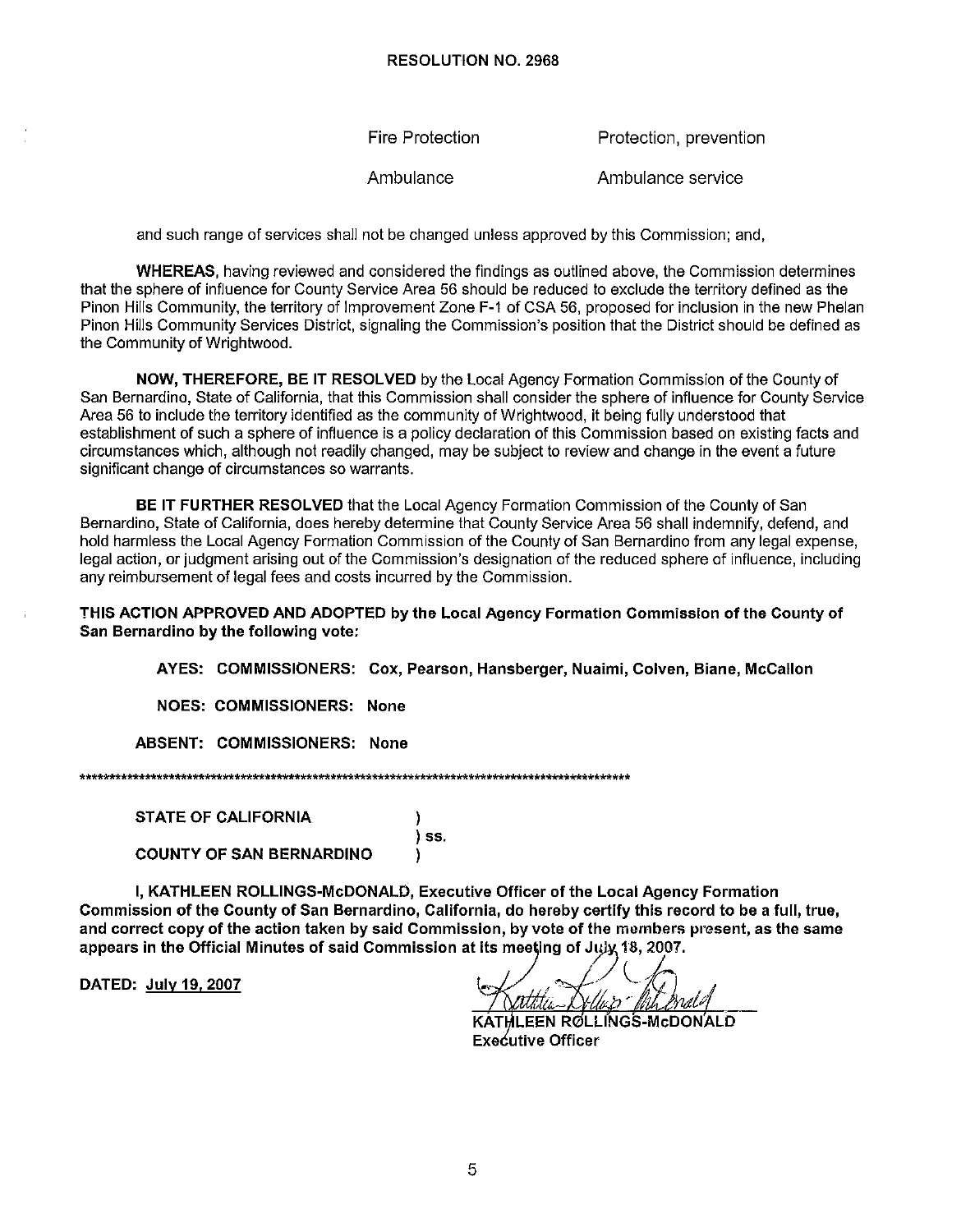RESOLUTION NO. 2968

| | |
|---|---|
| Fire Protection | Protection, prevention |
| Ambulance | Ambulance service |

and such range of services shall not be changed unless approved by this Commission; and,

**WHEREAS,** having reviewed and considered the findings as outlined above, the Commission determines that the sphere of influence for County Service Area 56 should be reduced to exclude the territory defined as the Pinon Hills Community, the territory of Improvement Zone F-1 of CSA 56, proposed for inclusion in the new Phelan Pinon Hills Community Services District, signaling the Commission's position that the District should be defined as the Community of Wrightwood.

**NOW, THEREFORE, BE IT RESOLVED** by the Local Agency Formation Commission of the County of San Bernardino, State of California, that this Commission shall consider the sphere of influence for County Service Area 56 to include the territory identified as the community of Wrightwood, it being fully understood that establishment of such a sphere of influence is a policy declaration of this Commission based on existing facts and circumstances which, although not readily changed, may be subject to review and change in the event a future significant change of circumstances so warrants.

**BE IT FURTHER RESOLVED** that the Local Agency Formation Commission of the County of San Bernardino, State of California, does hereby determine that County Service Area 56 shall indemnify, defend, and hold harmless the Local Agency Formation Commission of the County of San Bernardino from any legal expense, legal action, or judgment arising out of the Commission's designation of the reduced sphere of influence, including any reimbursement of legal fees and costs incurred by the Commission.

**THIS ACTION APPROVED AND ADOPTED by the Local Agency Formation Commission of the County of San Bernardino by the following vote:**

**AYES: COMMISSIONERS: Cox, Pearson, Hansberger, Nuaimi, Colven, Biane, McCallon**

**NOES: COMMISSIONERS: None**

**ABSENT: COMMISSIONERS: None**

*****************************************************************************************

**STATE OF CALIFORNIA** )
) ss.
**COUNTY OF SAN BERNARDINO** )

**I, KATHLEEN ROLLINGS-McDONALD, Executive Officer of the Local Agency Formation Commission of the County of San Bernardino, California, do hereby certify this record to be a full, true, and correct copy of the action taken by said Commission, by vote of the members present, as the same appears in the Official Minutes of said Commission at its meeting of July 18, 2007.**

**DATED: July 19, 2007**

**KATHLEEN ROLLINGS-McDONALD**
**Executive Officer**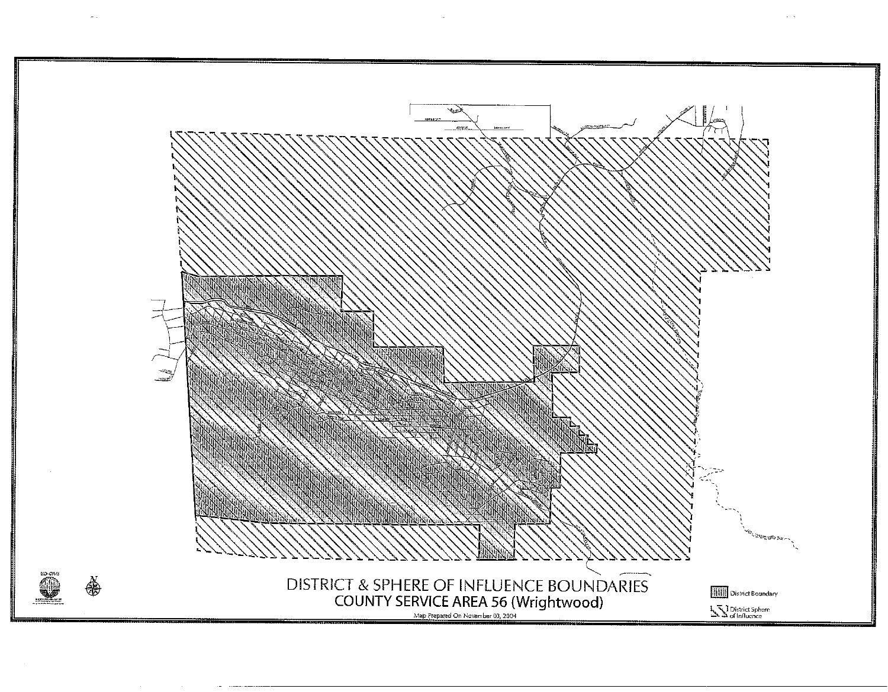# DISTRICT & SPHERE OF INFLUENCE BOUNDARIES

## COUNTY SERVICE AREA 56 (Wrightwood)

Map Prepared On November 03, 2004

District Boundary

District Sphere of Influence